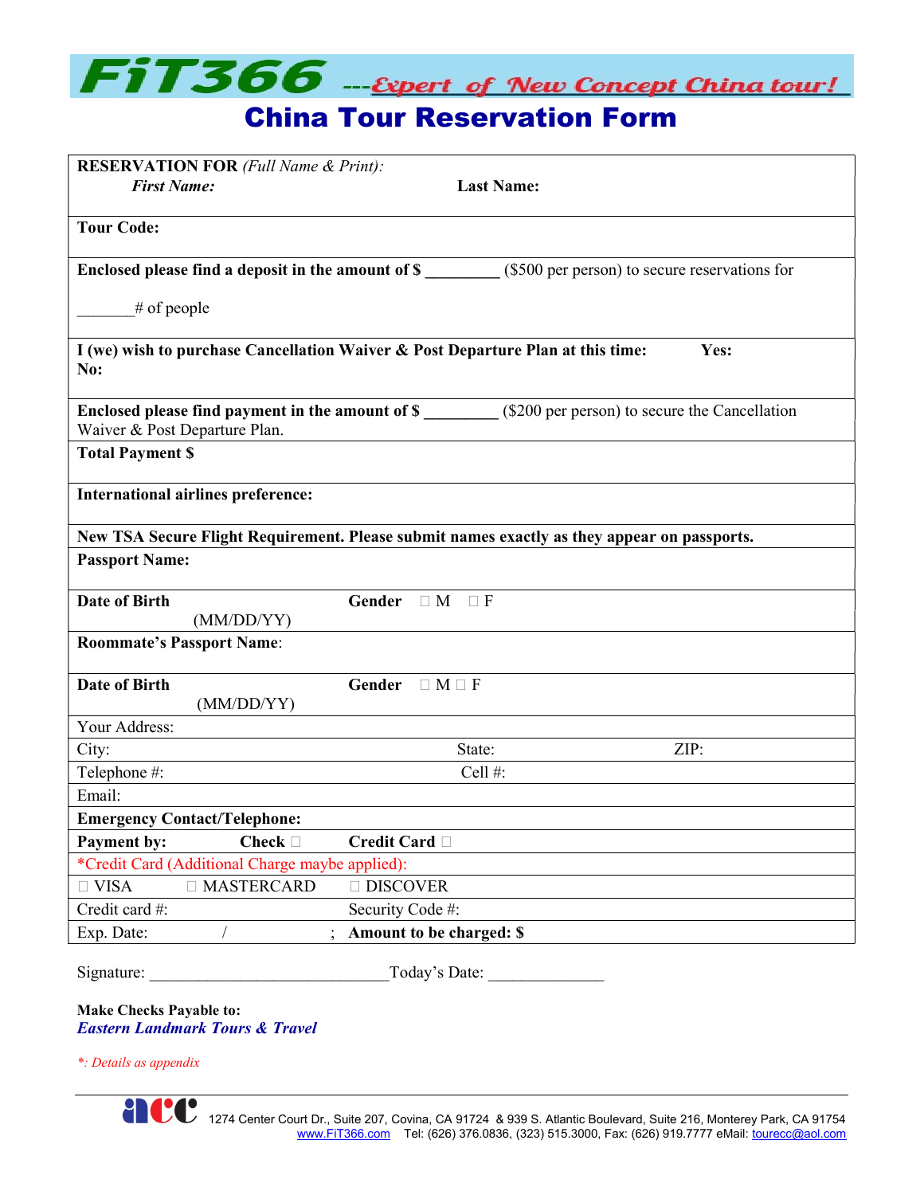# FiT366 ---Expert of New Concept China tour!

# China Tour Reservation Form

| | | |
|---|---|---|
| **RESERVATION FOR** *(Full Name & Print):* <br> ***First Name:*** | **Last Name:** | |
| **Tour Code:** | | |
| **Enclosed please find a deposit in the amount of $ _________** ($500 per person) to secure reservations for <br> _______# of people | | |
| **I (we) wish to purchase Cancellation Waiver & Post Departure Plan at this time:** **Yes:** <br> **No:** | | |
| **Enclosed please find payment in the amount of $ _________** ($200 per person) to secure the Cancellation Waiver & Post Departure Plan. | | |
| **Total Payment $** | | |
| **International airlines preference:** | | |
| **New TSA Secure Flight Requirement. Please submit names exactly as they appear on passports.** | | |
| **Passport Name:** | | |
| **Date of Birth** (MM/DD/YY) | **Gender** ☐ M ☐ F | |
| **Roommate's Passport Name**: | | |
| **Date of Birth** (MM/DD/YY) | **Gender** ☐ M ☐ F | |
| Your Address: | | |
| City: | State: | ZIP: |
| Telephone #: | Cell #: | |
| Email: | | |
| **Emergency Contact/Telephone:** | | |
| **Payment by:** **Check** ☐ | **Credit Card** ☐ | |
| *Credit Card (Additional Charge maybe applied): | | |
| ☐ VISA ☐ MASTERCARD | ☐ DISCOVER | |
| Credit card #: | Security Code #: | |
| Exp. Date: / ; | **Amount to be charged: $** | |

Signature: ______________________________Today's Date: ______________

**Make Checks Payable to:**
***Eastern Landmark Tours & Travel***

**: Details as appendix*

1274 Center Court Dr., Suite 207, Covina, CA 91724 & 939 S. Atlantic Boulevard, Suite 216, Monterey Park, CA 91754
www.FiT366.com Tel: (626) 376.0836, (323) 515.3000, Fax: (626) 919.7777 eMail: tourecc@aol.com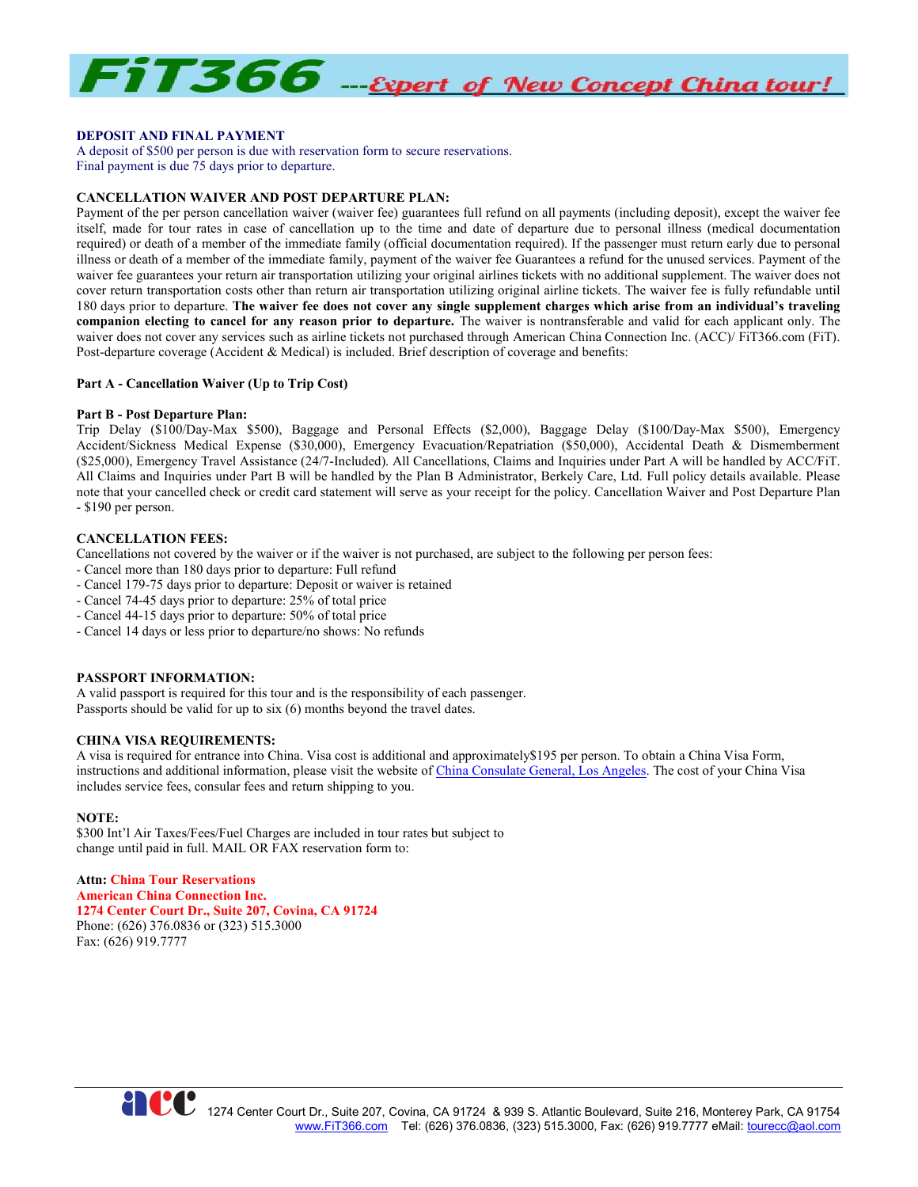**DEPOSIT AND FINAL PAYMENT**

A deposit of $500 per person is due with reservation form to secure reservations.
Final payment is due 75 days prior to departure.

**CANCELLATION WAIVER AND POST DEPARTURE PLAN:**

Payment of the per person cancellation waiver (waiver fee) guarantees full refund on all payments (including deposit), except the waiver fee itself, made for tour rates in case of cancellation up to the time and date of departure due to personal illness (medical documentation required) or death of a member of the immediate family (official documentation required). If the passenger must return early due to personal illness or death of a member of the immediate family, payment of the waiver fee Guarantees a refund for the unused services. Payment of the waiver fee guarantees your return air transportation utilizing your original airlines tickets with no additional supplement. The waiver does not cover return transportation costs other than return air transportation utilizing original airline tickets. The waiver fee is fully refundable until 180 days prior to departure. **The waiver fee does not cover any single supplement charges which arise from an individual's traveling companion electing to cancel for any reason prior to departure.** The waiver is nontransferable and valid for each applicant only. The waiver does not cover any services such as airline tickets not purchased through American China Connection Inc. (ACC)/ FiT366.com (FiT). Post-departure coverage (Accident & Medical) is included. Brief description of coverage and benefits:

**Part A - Cancellation Waiver (Up to Trip Cost)**

**Part B - Post Departure Plan:**

Trip Delay ($100/Day-Max $500), Baggage and Personal Effects ($2,000), Baggage Delay ($100/Day-Max $500), Emergency Accident/Sickness Medical Expense ($30,000), Emergency Evacuation/Repatriation ($50,000), Accidental Death & Dismemberment ($25,000), Emergency Travel Assistance (24/7-Included). All Cancellations, Claims and Inquiries under Part A will be handled by ACC/FiT. All Claims and Inquiries under Part B will be handled by the Plan B Administrator, Berkely Care, Ltd. Full policy details available. Please note that your cancelled check or credit card statement will serve as your receipt for the policy. Cancellation Waiver and Post Departure Plan - $190 per person.

**CANCELLATION FEES:**

Cancellations not covered by the waiver or if the waiver is not purchased, are subject to the following per person fees:

- Cancel more than 180 days prior to departure: Full refund
- Cancel 179-75 days prior to departure: Deposit or waiver is retained
- Cancel 74-45 days prior to departure: 25% of total price
- Cancel 44-15 days prior to departure: 50% of total price
- Cancel 14 days or less prior to departure/no shows: No refunds

**PASSPORT INFORMATION:**

A valid passport is required for this tour and is the responsibility of each passenger.
Passports should be valid for up to six (6) months beyond the travel dates.

**CHINA VISA REQUIREMENTS:**

A visa is required for entrance into China. Visa cost is additional and approximately$195 per person. To obtain a China Visa Form, instructions and additional information, please visit the website of China Consulate General, Los Angeles. The cost of your China Visa includes service fees, consular fees and return shipping to you.

**NOTE:**

$300 Int'l Air Taxes/Fees/Fuel Charges are included in tour rates but subject to change until paid in full. MAIL OR FAX reservation form to:

**Attn: China Tour Reservations**
**American China Connection Inc.**
**1274 Center Court Dr., Suite 207, Covina, CA 91724**
Phone: (626) 376.0836 or (323) 515.3000
Fax: (626) 919.7777